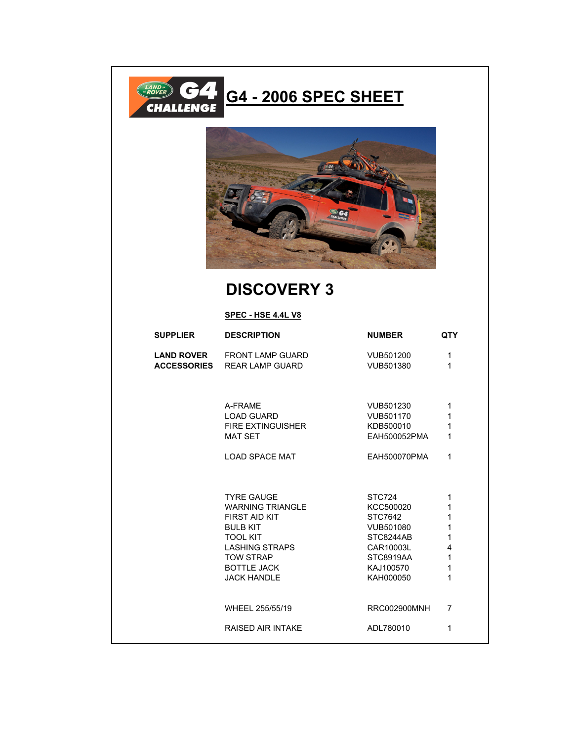# G4 - 2006 SPEC SHEET

## DISCOVERY 3

**SPEC - HSE 4.4L V8**

| SUPPLIER | DESCRIPTION | NUMBER | QTY |
|---|---|---|---|
| **LAND ROVER ACCESSORIES** | FRONT LAMP GUARD | VUB501200 | 1 |
| | REAR LAMP GUARD | VUB501380 | 1 |
| | A-FRAME | VUB501230 | 1 |
| | LOAD GUARD | VUB501170 | 1 |
| | FIRE EXTINGUISHER | KDB500010 | 1 |
| | MAT SET | EAH500052PMA | 1 |
| | LOAD SPACE MAT | EAH500070PMA | 1 |
| | TYRE GAUGE | STC724 | 1 |
| | WARNING TRIANGLE | KCC500020 | 1 |
| | FIRST AID KIT | STC7642 | 1 |
| | BULB KIT | VUB501080 | 1 |
| | TOOL KIT | STC8244AB | 1 |
| | LASHING STRAPS | CAR10003L | 4 |
| | TOW STRAP | STC8919AA | 1 |
| | BOTTLE JACK | KAJ100570 | 1 |
| | JACK HANDLE | KAH000050 | 1 |
| | WHEEL 255/55/19 | RRC002900MNH | 7 |
| | RAISED AIR INTAKE | ADL780010 | 1 |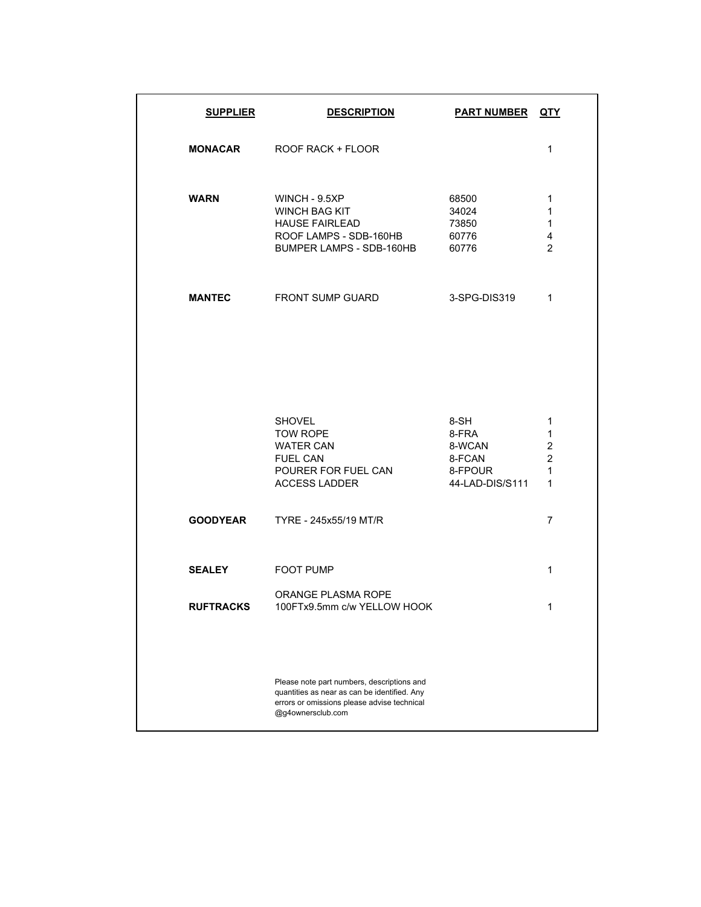| SUPPLIER | DESCRIPTION | PART NUMBER | QTY |
| --- | --- | --- | --- |
| **MONACAR** | ROOF RACK + FLOOR | | 1 |
| **WARN** | WINCH - 9.5XP | 68500 | 1 |
| | WINCH BAG KIT | 34024 | 1 |
| | HAUSE FAIRLEAD | 73850 | 1 |
| | ROOF LAMPS - SDB-160HB | 60776 | 4 |
| | BUMPER LAMPS - SDB-160HB | 60776 | 2 |
| **MANTEC** | FRONT SUMP GUARD | 3-SPG-DIS319 | 1 |
| | SHOVEL | 8-SH | 1 |
| | TOW ROPE | 8-FRA | 1 |
| | WATER CAN | 8-WCAN | 2 |
| | FUEL CAN | 8-FCAN | 2 |
| | POURER FOR FUEL CAN | 8-FPOUR | 1 |
| | ACCESS LADDER | 44-LAD-DIS/S111 | 1 |
| **GOODYEAR** | TYRE - 245x55/19 MT/R | | 7 |
| **SEALEY** | FOOT PUMP | | 1 |
| **RUFTRACKS** | ORANGE PLASMA ROPE 100FTx9.5mm c/w YELLOW HOOK | | 1 |

Please note part numbers, descriptions and quantities as near as can be identified. Any errors or omissions please advise technical @g4ownersclub.com